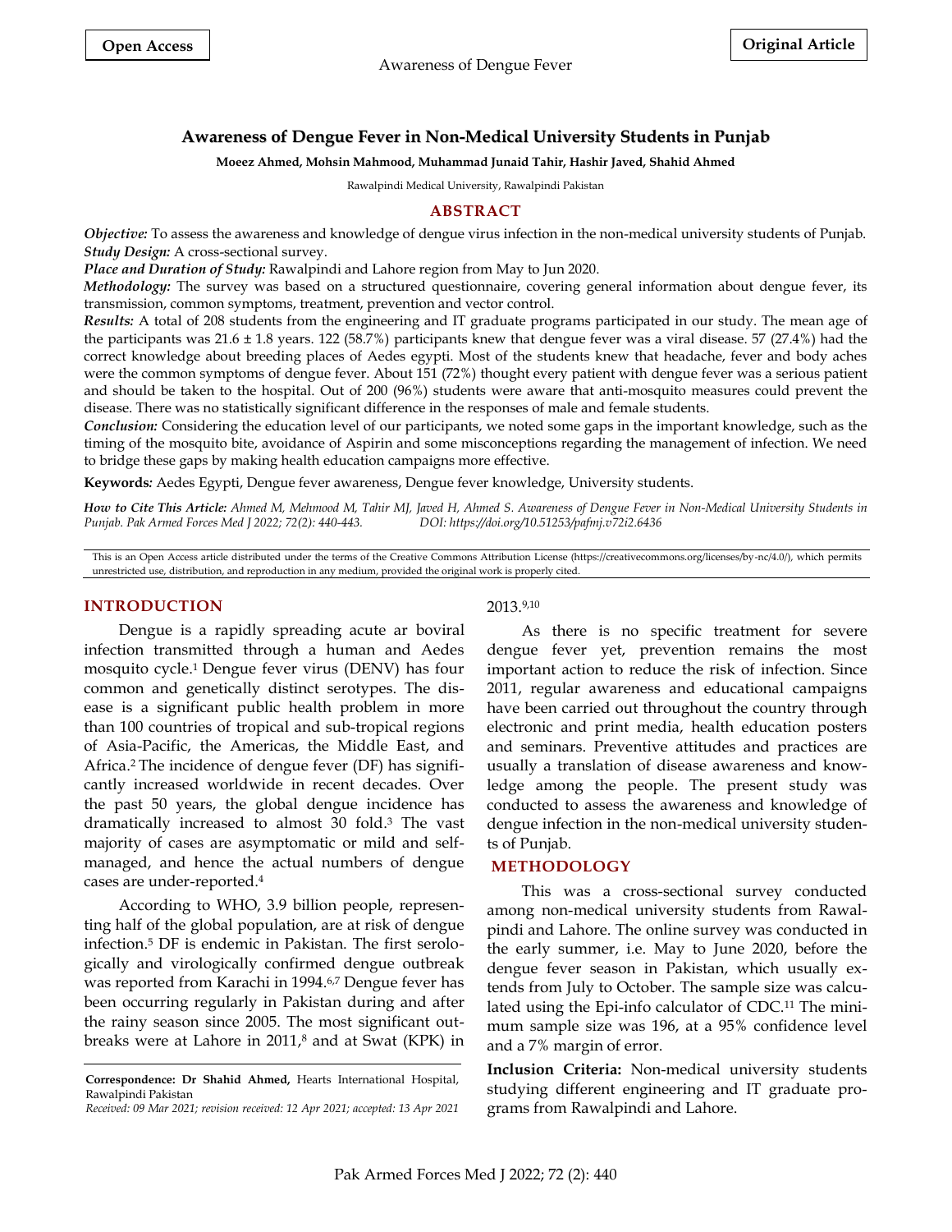**Open Access** **Original Article**

# Awareness of Dengue Fever in Non-Medical University Students in Punjab

**Moeez Ahmed, Mohsin Mahmood, Muhammad Junaid Tahir, Hashir Javed, Shahid Ahmed**

Rawalpindi Medical University, Rawalpindi Pakistan

## ABSTRACT

***Objective:*** To assess the awareness and knowledge of dengue virus infection in the non-medical university students of Punjab.

***Study Design:*** A cross-sectional survey.

***Place and Duration of Study:*** Rawalpindi and Lahore region from May to Jun 2020.

***Methodology:*** The survey was based on a structured questionnaire, covering general information about dengue fever, its transmission, common symptoms, treatment, prevention and vector control.

***Results:*** A total of 208 students from the engineering and IT graduate programs participated in our study. The mean age of the participants was 21.6 ± 1.8 years. 122 (58.7%) participants knew that dengue fever was a viral disease. 57 (27.4%) had the correct knowledge about breeding places of Aedes egypti. Most of the students knew that headache, fever and body aches were the common symptoms of dengue fever. About 151 (72%) thought every patient with dengue fever was a serious patient and should be taken to the hospital. Out of 200 (96%) students were aware that anti-mosquito measures could prevent the disease. There was no statistically significant difference in the responses of male and female students.

***Conclusion:*** Considering the education level of our participants, we noted some gaps in the important knowledge, such as the timing of the mosquito bite, avoidance of Aspirin and some misconceptions regarding the management of infection. We need to bridge these gaps by making health education campaigns more effective.

**Keywords:** Aedes Egypti, Dengue fever awareness, Dengue fever knowledge, University students.

***How to Cite This Article:*** *Ahmed M, Mehmood M, Tahir MJ, Javed H, Ahmed S. Awareness of Dengue Fever in Non-Medical University Students in Punjab. Pak Armed Forces Med J 2022; 72(2): 440-443. DOI: https://doi.org/10.51253/pafmj.v72i2.6436*

This is an Open Access article distributed under the terms of the Creative Commons Attribution License (https://creativecommons.org/licenses/by-nc/4.0/), which permits unrestricted use, distribution, and reproduction in any medium, provided the original work is properly cited.

## INTRODUCTION

Dengue is a rapidly spreading acute ar boviral infection transmitted through a human and Aedes mosquito cycle.[1] Dengue fever virus (DENV) has four common and genetically distinct serotypes. The disease is a significant public health problem in more than 100 countries of tropical and sub-tropical regions of Asia-Pacific, the Americas, the Middle East, and Africa.[2] The incidence of dengue fever (DF) has significantly increased worldwide in recent decades. Over the past 50 years, the global dengue incidence has dramatically increased to almost 30 fold.[3] The vast majority of cases are asymptomatic or mild and self-managed, and hence the actual numbers of dengue cases are under-reported.[4]

According to WHO, 3.9 billion people, representing half of the global population, are at risk of dengue infection.[5] DF is endemic in Pakistan. The first serologically and virologically confirmed dengue outbreak was reported from Karachi in 1994.[6,7] Dengue fever has been occurring regularly in Pakistan during and after the rainy season since 2005. The most significant outbreaks were at Lahore in 2011,[8] and at Swat (KPK) in 2013.[9,10]

As there is no specific treatment for severe dengue fever yet, prevention remains the most important action to reduce the risk of infection. Since 2011, regular awareness and educational campaigns have been carried out throughout the country through electronic and print media, health education posters and seminars. Preventive attitudes and practices are usually a translation of disease awareness and knowledge among the people. The present study was conducted to assess the awareness and knowledge of dengue infection in the non-medical university students of Punjab.

## METHODOLOGY

This was a cross-sectional survey conducted among non-medical university students from Rawalpindi and Lahore. The online survey was conducted in the early summer, i.e. May to June 2020, before the dengue fever season in Pakistan, which usually extends from July to October. The sample size was calculated using the Epi-info calculator of CDC.[11] The minimum sample size was 196, at a 95% confidence level and a 7% margin of error.

**Inclusion Criteria:** Non-medical university students studying different engineering and IT graduate programs from Rawalpindi and Lahore.

**Correspondence: Dr Shahid Ahmed,** Hearts International Hospital, Rawalpindi Pakistan

*Received: 09 Mar 2021; revision received: 12 Apr 2021; accepted: 13 Apr 2021*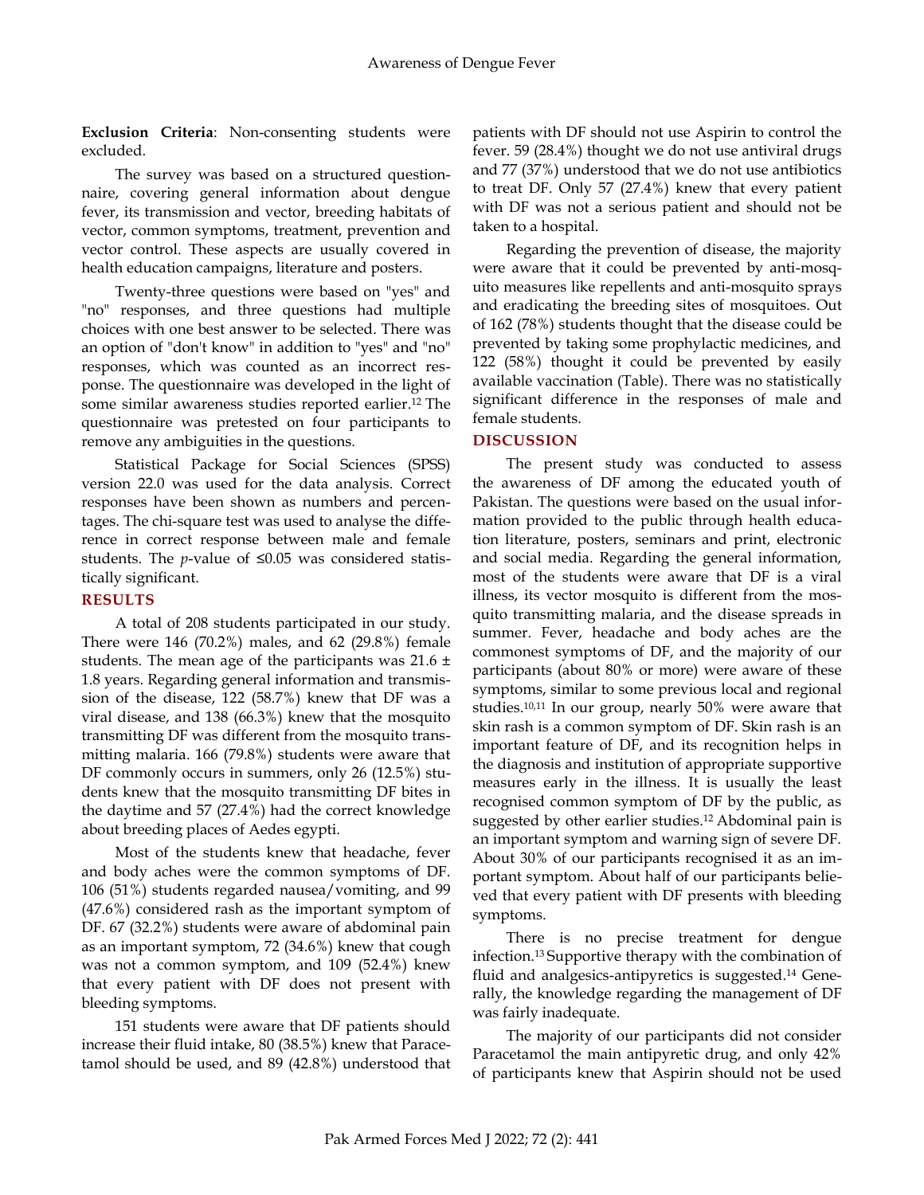**Exclusion Criteria**: Non-consenting students were excluded.

The survey was based on a structured questionnaire, covering general information about dengue fever, its transmission and vector, breeding habitats of vector, common symptoms, treatment, prevention and vector control. These aspects are usually covered in health education campaigns, literature and posters.

Twenty-three questions were based on "yes" and "no" responses, and three questions had multiple choices with one best answer to be selected. There was an option of "don't know" in addition to "yes" and "no" responses, which was counted as an incorrect response. The questionnaire was developed in the light of some similar awareness studies reported earlier.[12] The questionnaire was pretested on four participants to remove any ambiguities in the questions.

Statistical Package for Social Sciences (SPSS) version 22.0 was used for the data analysis. Correct responses have been shown as numbers and percentages. The chi-square test was used to analyse the difference in correct response between male and female students. The *p*-value of ≤0.05 was considered statistically significant.

## RESULTS

A total of 208 students participated in our study. There were 146 (70.2%) males, and 62 (29.8%) female students. The mean age of the participants was 21.6 ± 1.8 years. Regarding general information and transmission of the disease, 122 (58.7%) knew that DF was a viral disease, and 138 (66.3%) knew that the mosquito transmitting DF was different from the mosquito transmitting malaria. 166 (79.8%) students were aware that DF commonly occurs in summers, only 26 (12.5%) students knew that the mosquito transmitting DF bites in the daytime and 57 (27.4%) had the correct knowledge about breeding places of Aedes egypti.

Most of the students knew that headache, fever and body aches were the common symptoms of DF. 106 (51%) students regarded nausea/vomiting, and 99 (47.6%) considered rash as the important symptom of DF. 67 (32.2%) students were aware of abdominal pain as an important symptom, 72 (34.6%) knew that cough was not a common symptom, and 109 (52.4%) knew that every patient with DF does not present with bleeding symptoms.

151 students were aware that DF patients should increase their fluid intake, 80 (38.5%) knew that Paracetamol should be used, and 89 (42.8%) understood that patients with DF should not use Aspirin to control the fever. 59 (28.4%) thought we do not use antiviral drugs and 77 (37%) understood that we do not use antibiotics to treat DF. Only 57 (27.4%) knew that every patient with DF was not a serious patient and should not be taken to a hospital.

Regarding the prevention of disease, the majority were aware that it could be prevented by anti-mosquito measures like repellents and anti-mosquito sprays and eradicating the breeding sites of mosquitoes. Out of 162 (78%) students thought that the disease could be prevented by taking some prophylactic medicines, and 122 (58%) thought it could be prevented by easily available vaccination (Table). There was no statistically significant difference in the responses of male and female students.

## DISCUSSION

The present study was conducted to assess the awareness of DF among the educated youth of Pakistan. The questions were based on the usual information provided to the public through health education literature, posters, seminars and print, electronic and social media. Regarding the general information, most of the students were aware that DF is a viral illness, its vector mosquito is different from the mosquito transmitting malaria, and the disease spreads in summer. Fever, headache and body aches are the commonest symptoms of DF, and the majority of our participants (about 80% or more) were aware of these symptoms, similar to some previous local and regional studies.[10,11] In our group, nearly 50% were aware that skin rash is a common symptom of DF. Skin rash is an important feature of DF, and its recognition helps in the diagnosis and institution of appropriate supportive measures early in the illness. It is usually the least recognised common symptom of DF by the public, as suggested by other earlier studies.[12] Abdominal pain is an important symptom and warning sign of severe DF. About 30% of our participants recognised it as an important symptom. About half of our participants believed that every patient with DF presents with bleeding symptoms.

There is no precise treatment for dengue infection.[13] Supportive therapy with the combination of fluid and analgesics-antipyretics is suggested.[14] Generally, the knowledge regarding the management of DF was fairly inadequate.

The majority of our participants did not consider Paracetamol the main antipyretic drug, and only 42% of participants knew that Aspirin should not be used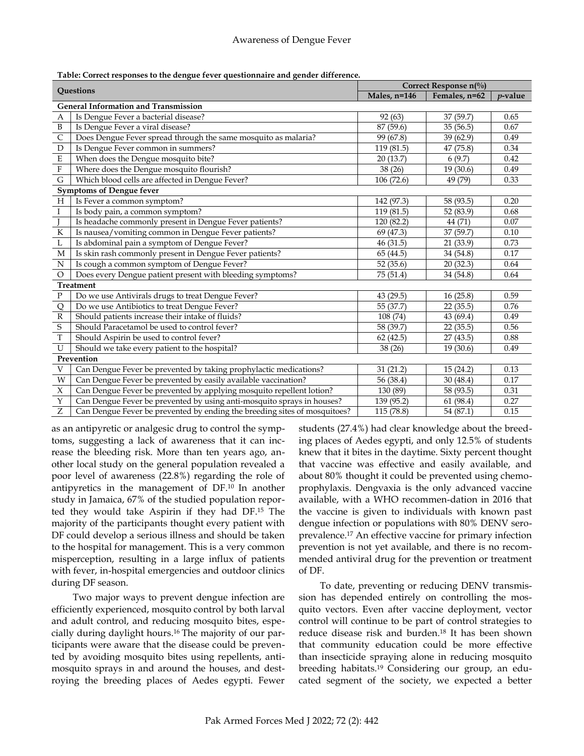**Table: Correct responses to the dengue fever questionnaire and gender difference.**

| | Questions | Correct Response n(%) | | |
|---|---|---|---|---|
| | | Males, n=146 | Females, n=62 | *p*-value |
| **General Information and Transmission** | | | | |
| A | Is Dengue Fever a bacterial disease? | 92 (63) | 37 (59.7) | 0.65 |
| B | Is Dengue Fever a viral disease? | 87 (59.6) | 35 (56.5) | 0.67 |
| C | Does Dengue Fever spread through the same mosquito as malaria? | 99 (67.8) | 39 (62.9) | 0.49 |
| D | Is Dengue Fever common in summers? | 119 (81.5) | 47 (75.8) | 0.34 |
| E | When does the Dengue mosquito bite? | 20 (13.7) | 6 (9.7) | 0.42 |
| F | Where does the Dengue mosquito flourish? | 38 (26) | 19 (30.6) | 0.49 |
| G | Which blood cells are affected in Dengue Fever? | 106 (72.6) | 49 (79) | 0.33 |
| **Symptoms of Dengue fever** | | | | |
| H | Is Fever a common symptom? | 142 (97.3) | 58 (93.5) | 0.20 |
| I | Is body pain, a common symptom? | 119 (81.5) | 52 (83.9) | 0.68 |
| J | Is headache commonly present in Dengue Fever patients? | 120 (82.2) | 44 (71) | 0.07 |
| K | Is nausea/vomiting common in Dengue Fever patients? | 69 (47.3) | 37 (59.7) | 0.10 |
| L | Is abdominal pain a symptom of Dengue Fever? | 46 (31.5) | 21 (33.9) | 0.73 |
| M | Is skin rash commonly present in Dengue Fever patients? | 65 (44.5) | 34 (54.8) | 0.17 |
| N | Is cough a common symptom of Dengue Fever? | 52 (35.6) | 20 (32.3) | 0.64 |
| O | Does every Dengue patient present with bleeding symptoms? | 75 (51.4) | 34 (54.8) | 0.64 |
| **Treatment** | | | | |
| P | Do we use Antivirals drugs to treat Dengue Fever? | 43 (29.5) | 16 (25.8) | 0.59 |
| Q | Do we use Antibiotics to treat Dengue Fever? | 55 (37.7) | 22 (35.5) | 0.76 |
| R | Should patients increase their intake of fluids? | 108 (74) | 43 (69.4) | 0.49 |
| S | Should Paracetamol be used to control fever? | 58 (39.7) | 22 (35.5) | 0.56 |
| T | Should Aspirin be used to control fever? | 62 (42.5) | 27 (43.5) | 0.88 |
| U | Should we take every patient to the hospital? | 38 (26) | 19 (30.6) | 0.49 |
| **Prevention** | | | | |
| V | Can Dengue Fever be prevented by taking prophylactic medications? | 31 (21.2) | 15 (24.2) | 0.13 |
| W | Can Dengue Fever be prevented by easily available vaccination? | 56 (38.4) | 30 (48.4) | 0.17 |
| X | Can Dengue Fever be prevented by applying mosquito repellent lotion? | 130 (89) | 58 (93.5) | 0.31 |
| Y | Can Dengue Fever be prevented by using anti-mosquito sprays in houses? | 139 (95.2) | 61 (98.4) | 0.27 |
| Z | Can Dengue Fever be prevented by ending the breeding sites of mosquitoes? | 115 (78.8) | 54 (87.1) | 0.15 |

as an antipyretic or analgesic drug to control the symptoms, suggesting a lack of awareness that it can increase the bleeding risk. More than ten years ago, another local study on the general population revealed a poor level of awareness (22.8%) regarding the role of antipyretics in the management of DF.[10] In another study in Jamaica, 67% of the studied population reported they would take Aspirin if they had DF.[15] The majority of the participants thought every patient with DF could develop a serious illness and should be taken to the hospital for management. This is a very common misperception, resulting in a large influx of patients with fever, in-hospital emergencies and outdoor clinics during DF season.

Two major ways to prevent dengue infection are efficiently experienced, mosquito control by both larval and adult control, and reducing mosquito bites, especially during daylight hours.[16] The majority of our participants were aware that the disease could be prevented by avoiding mosquito bites using repellents, anti-mosquito sprays in and around the houses, and destroying the breeding places of Aedes egypti. Fewer students (27.4%) had clear knowledge about the breeding places of Aedes egypti, and only 12.5% of students knew that it bites in the daytime. Sixty percent thought that vaccine was effective and easily available, and about 80% thought it could be prevented using chemoprophylaxis. Dengvaxia is the only advanced vaccine available, with a WHO recommen-dation in 2016 that the vaccine is given to individuals with known past dengue infection or populations with 80% DENV seroprevalence.[17] An effective vaccine for primary infection prevention is not yet available, and there is no recommended antiviral drug for the prevention or treatment of DF.

To date, preventing or reducing DENV transmission has depended entirely on controlling the mosquito vectors. Even after vaccine deployment, vector control will continue to be part of control strategies to reduce disease risk and burden.[18] It has been shown that community education could be more effective than insecticide spraying alone in reducing mosquito breeding habitats.[19] Considering our group, an educated segment of the society, we expected a better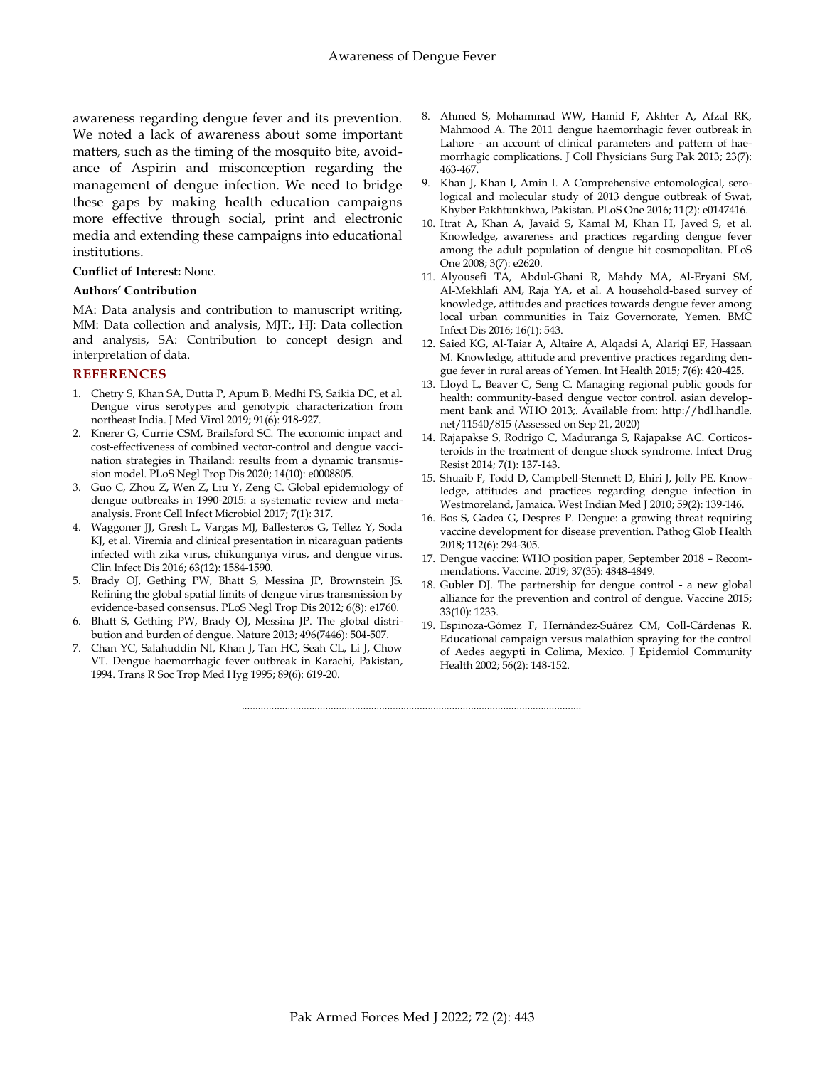awareness regarding dengue fever and its prevention. We noted a lack of awareness about some important matters, such as the timing of the mosquito bite, avoidance of Aspirin and misconception regarding the management of dengue infection. We need to bridge these gaps by making health education campaigns more effective through social, print and electronic media and extending these campaigns into educational institutions.

**Conflict of Interest:** None.

**Authors' Contribution**

MA: Data analysis and contribution to manuscript writing, MM: Data collection and analysis, MJT:, HJ: Data collection and analysis, SA: Contribution to concept design and interpretation of data.

## REFERENCES

1. Chetry S, Khan SA, Dutta P, Apum B, Medhi PS, Saikia DC, et al. Dengue virus serotypes and genotypic characterization from northeast India. J Med Virol 2019; 91(6): 918-927.
2. Knerer G, Currie CSM, Brailsford SC. The economic impact and cost-effectiveness of combined vector-control and dengue vaccination strategies in Thailand: results from a dynamic transmission model. PLoS Negl Trop Dis 2020; 14(10): e0008805.
3. Guo C, Zhou Z, Wen Z, Liu Y, Zeng C. Global epidemiology of dengue outbreaks in 1990-2015: a systematic review and meta-analysis. Front Cell Infect Microbiol 2017; 7(1): 317.
4. Waggoner JJ, Gresh L, Vargas MJ, Ballesteros G, Tellez Y, Soda KJ, et al. Viremia and clinical presentation in nicaraguan patients infected with zika virus, chikungunya virus, and dengue virus. Clin Infect Dis 2016; 63(12): 1584-1590.
5. Brady OJ, Gething PW, Bhatt S, Messina JP, Brownstein JS. Refining the global spatial limits of dengue virus transmission by evidence-based consensus. PLoS Negl Trop Dis 2012; 6(8): e1760.
6. Bhatt S, Gething PW, Brady OJ, Messina JP. The global distribution and burden of dengue. Nature 2013; 496(7446): 504-507.
7. Chan YC, Salahuddin NI, Khan J, Tan HC, Seah CL, Li J, Chow VT. Dengue haemorrhagic fever outbreak in Karachi, Pakistan, 1994. Trans R Soc Trop Med Hyg 1995; 89(6): 619-20.
8. Ahmed S, Mohammad WW, Hamid F, Akhter A, Afzal RK, Mahmood A. The 2011 dengue haemorrhagic fever outbreak in Lahore - an account of clinical parameters and pattern of haemorrhagic complications. J Coll Physicians Surg Pak 2013; 23(7): 463-467.
9. Khan J, Khan I, Amin I. A Comprehensive entomological, serological and molecular study of 2013 dengue outbreak of Swat, Khyber Pakhtunkhwa, Pakistan. PLoS One 2016; 11(2): e0147416.
10. Itrat A, Khan A, Javaid S, Kamal M, Khan H, Javed S, et al. Knowledge, awareness and practices regarding dengue fever among the adult population of dengue hit cosmopolitan. PLoS One 2008; 3(7): e2620.
11. Alyousefi TA, Abdul-Ghani R, Mahdy MA, Al-Eryani SM, Al-Mekhlafi AM, Raja YA, et al. A household-based survey of knowledge, attitudes and practices towards dengue fever among local urban communities in Taiz Governorate, Yemen. BMC Infect Dis 2016; 16(1): 543.
12. Saied KG, Al-Taiar A, Altaire A, Alqadsi A, Alariqi EF, Hassaan M. Knowledge, attitude and preventive practices regarding dengue fever in rural areas of Yemen. Int Health 2015; 7(6): 420-425.
13. Lloyd L, Beaver C, Seng C. Managing regional public goods for health: community-based dengue vector control. asian development bank and WHO 2013;. Available from: http://hdl.handle.net/11540/815 (Assessed on Sep 21, 2020)
14. Rajapakse S, Rodrigo C, Maduranga S, Rajapakse AC. Corticosteroids in the treatment of dengue shock syndrome. Infect Drug Resist 2014; 7(1): 137-143.
15. Shuaib F, Todd D, Campbell-Stennett D, Ehiri J, Jolly PE. Knowledge, attitudes and practices regarding dengue infection in Westmoreland, Jamaica. West Indian Med J 2010; 59(2): 139-146.
16. Bos S, Gadea G, Despres P. Dengue: a growing threat requiring vaccine development for disease prevention. Pathog Glob Health 2018; 112(6): 294-305.
17. Dengue vaccine: WHO position paper, September 2018 – Recommendations. Vaccine. 2019; 37(35): 4848-4849.
18. Gubler DJ. The partnership for dengue control - a new global alliance for the prevention and control of dengue. Vaccine 2015; 33(10): 1233.
19. Espinoza-Gómez F, Hernández-Suárez CM, Coll-Cárdenas R. Educational campaign versus malathion spraying for the control of Aedes aegypti in Colima, Mexico. J Epidemiol Community Health 2002; 56(2): 148-152.